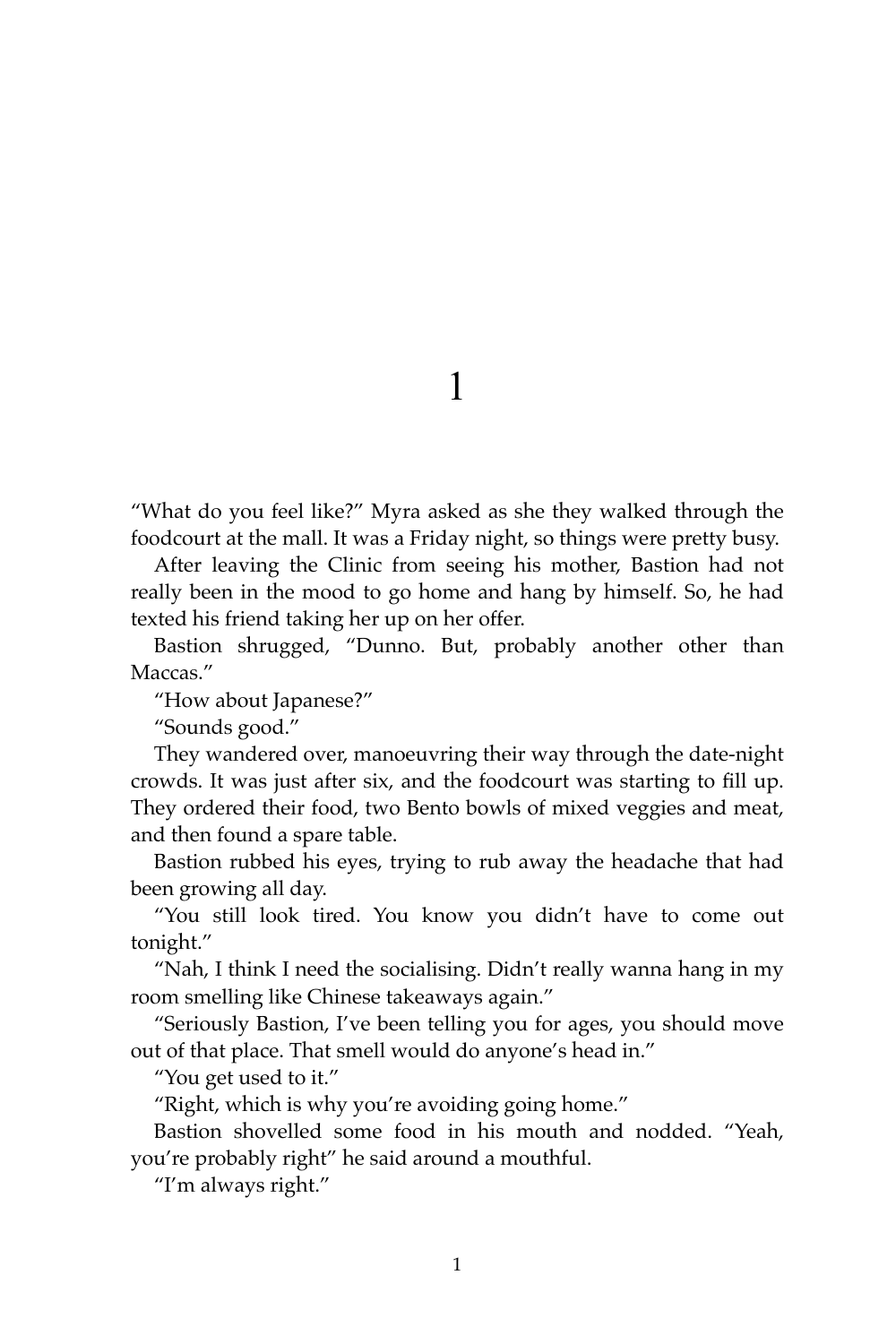# 1

"What do you feel like?" Myra asked as she they walked through the foodcourt at the mall. It was a Friday night, so things were pretty busy.

After leaving the Clinic from seeing his mother, Bastion had not really been in the mood to go home and hang by himself. So, he had texted his friend taking her up on her offer.

Bastion shrugged, "Dunno. But, probably another other than Maccas."

"How about Japanese?"

"Sounds good."

They wandered over, manoeuvring their way through the date-night crowds. It was just after six, and the foodcourt was starting to fill up. They ordered their food, two Bento bowls of mixed veggies and meat, and then found a spare table.

Bastion rubbed his eyes, trying to rub away the headache that had been growing all day.

"You still look tired. You know you didn't have to come out tonight."

"Nah, I think I need the socialising. Didn't really wanna hang in my room smelling like Chinese takeaways again."

"Seriously Bastion, I've been telling you for ages, you should move out of that place. That smell would do anyone's head in."

"You get used to it."

"Right, which is why you're avoiding going home."

Bastion shovelled some food in his mouth and nodded. "Yeah, you're probably right" he said around a mouthful.

"I'm always right."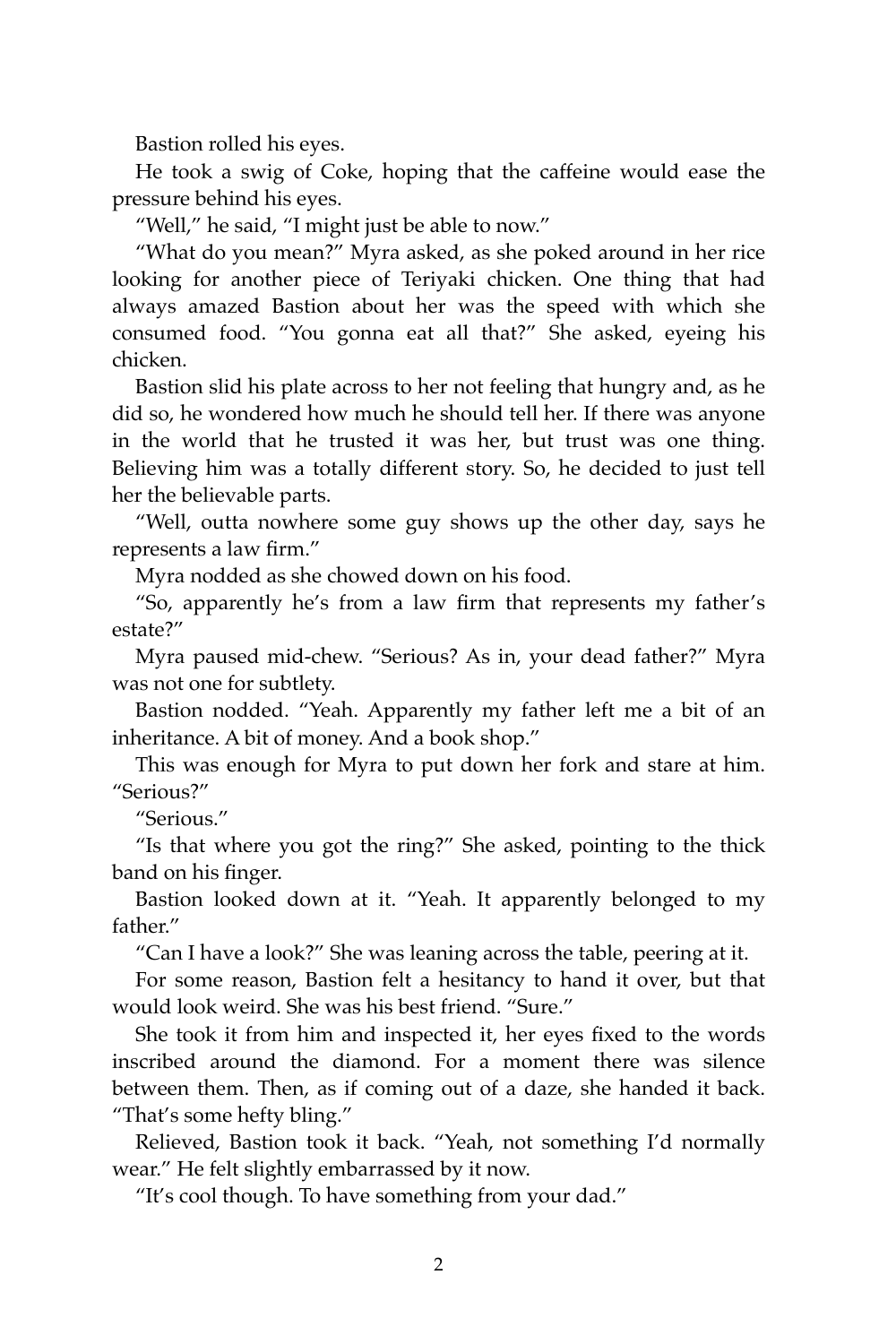Bastion rolled his eyes.

He took a swig of Coke, hoping that the caffeine would ease the pressure behind his eyes.

"Well," he said, "I might just be able to now."

"What do you mean?" Myra asked, as she poked around in her rice looking for another piece of Teriyaki chicken. One thing that had always amazed Bastion about her was the speed with which she consumed food. "You gonna eat all that?" She asked, eyeing his chicken.

Bastion slid his plate across to her not feeling that hungry and, as he did so, he wondered how much he should tell her. If there was anyone in the world that he trusted it was her, but trust was one thing. Believing him was a totally different story. So, he decided to just tell her the believable parts.

"Well, outta nowhere some guy shows up the other day, says he represents a law firm."

Myra nodded as she chowed down on his food.

"So, apparently he's from a law firm that represents my father's estate?"

Myra paused mid-chew. "Serious? As in, your dead father?" Myra was not one for subtlety.

Bastion nodded. "Yeah. Apparently my father left me a bit of an inheritance. A bit of money. And a book shop."

This was enough for Myra to put down her fork and stare at him. "Serious?"

"Serious."

"Is that where you got the ring?" She asked, pointing to the thick band on his finger.

Bastion looked down at it. "Yeah. It apparently belonged to my father."

"Can I have a look?" She was leaning across the table, peering at it.

For some reason, Bastion felt a hesitancy to hand it over, but that would look weird. She was his best friend. "Sure."

She took it from him and inspected it, her eyes fixed to the words inscribed around the diamond. For a moment there was silence between them. Then, as if coming out of a daze, she handed it back. "That's some hefty bling."

Relieved, Bastion took it back. "Yeah, not something I'd normally wear." He felt slightly embarrassed by it now.

"It's cool though. To have something from your dad."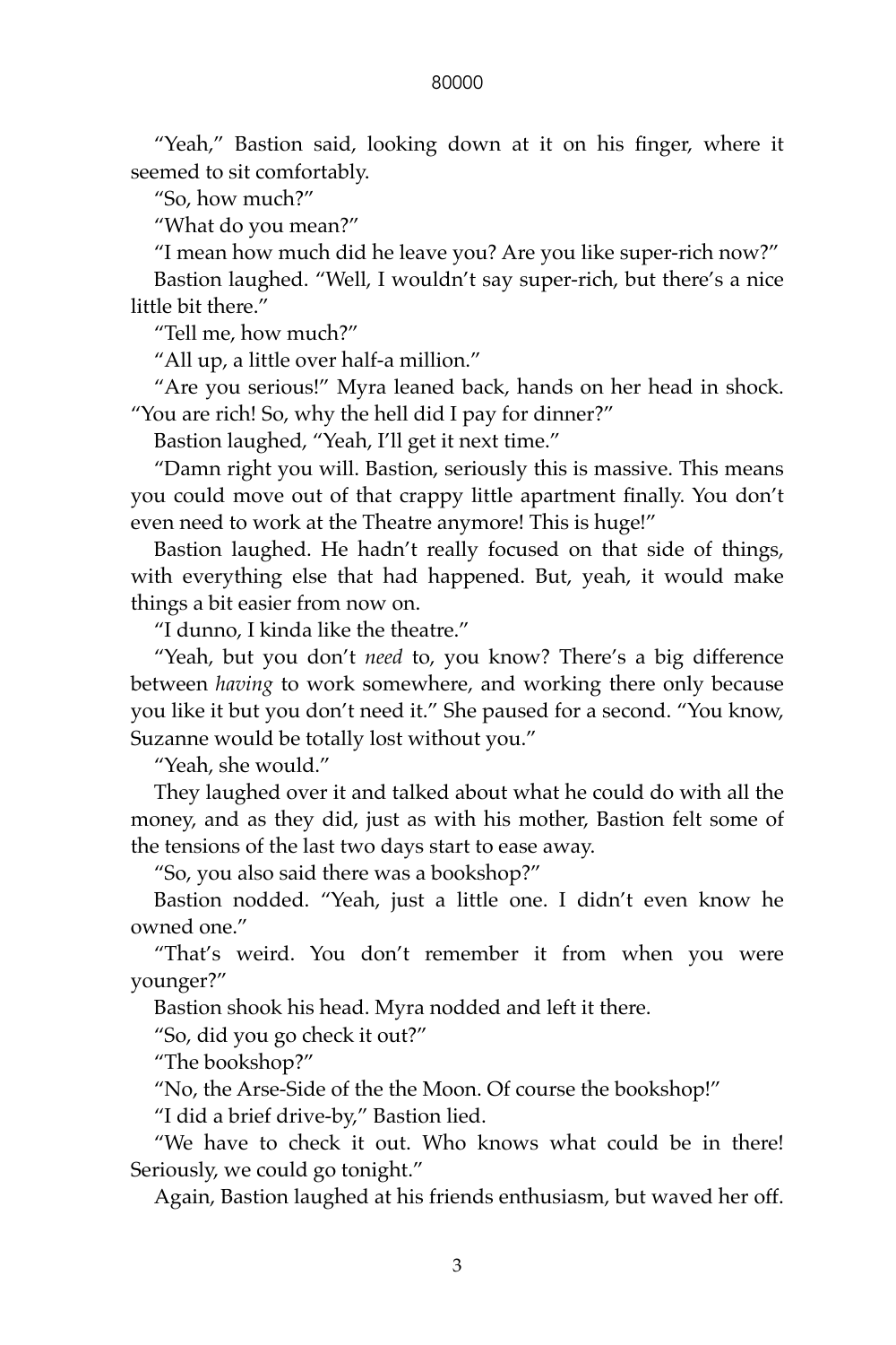"Yeah," Bastion said, looking down at it on his finger, where it seemed to sit comfortably.

"So, how much?"

"What do you mean?"

"I mean how much did he leave you? Are you like super-rich now?"

Bastion laughed. "Well, I wouldn't say super-rich, but there's a nice little bit there."

"Tell me, how much?"

"All up, a little over half-a million."

"Are you serious!" Myra leaned back, hands on her head in shock. "You are rich! So, why the hell did I pay for dinner?"

Bastion laughed, "Yeah, I'll get it next time."

"Damn right you will. Bastion, seriously this is massive. This means you could move out of that crappy little apartment finally. You don't even need to work at the Theatre anymore! This is huge!"

Bastion laughed. He hadn't really focused on that side of things, with everything else that had happened. But, yeah, it would make things a bit easier from now on.

"I dunno, I kinda like the theatre."

"Yeah, but you don't *need* to, you know? There's a big difference between *having* to work somewhere, and working there only because you like it but you don't need it." She paused for a second. "You know, Suzanne would be totally lost without you."

"Yeah, she would."

They laughed over it and talked about what he could do with all the money, and as they did, just as with his mother, Bastion felt some of the tensions of the last two days start to ease away.

"So, you also said there was a bookshop?"

Bastion nodded. "Yeah, just a little one. I didn't even know he owned one."

"That's weird. You don't remember it from when you were younger?"

Bastion shook his head. Myra nodded and left it there.

"So, did you go check it out?"

"The bookshop?"

"No, the Arse-Side of the the Moon. Of course the bookshop!"

"I did a brief drive-by," Bastion lied.

"We have to check it out. Who knows what could be in there! Seriously, we could go tonight."

Again, Bastion laughed at his friends enthusiasm, but waved her off.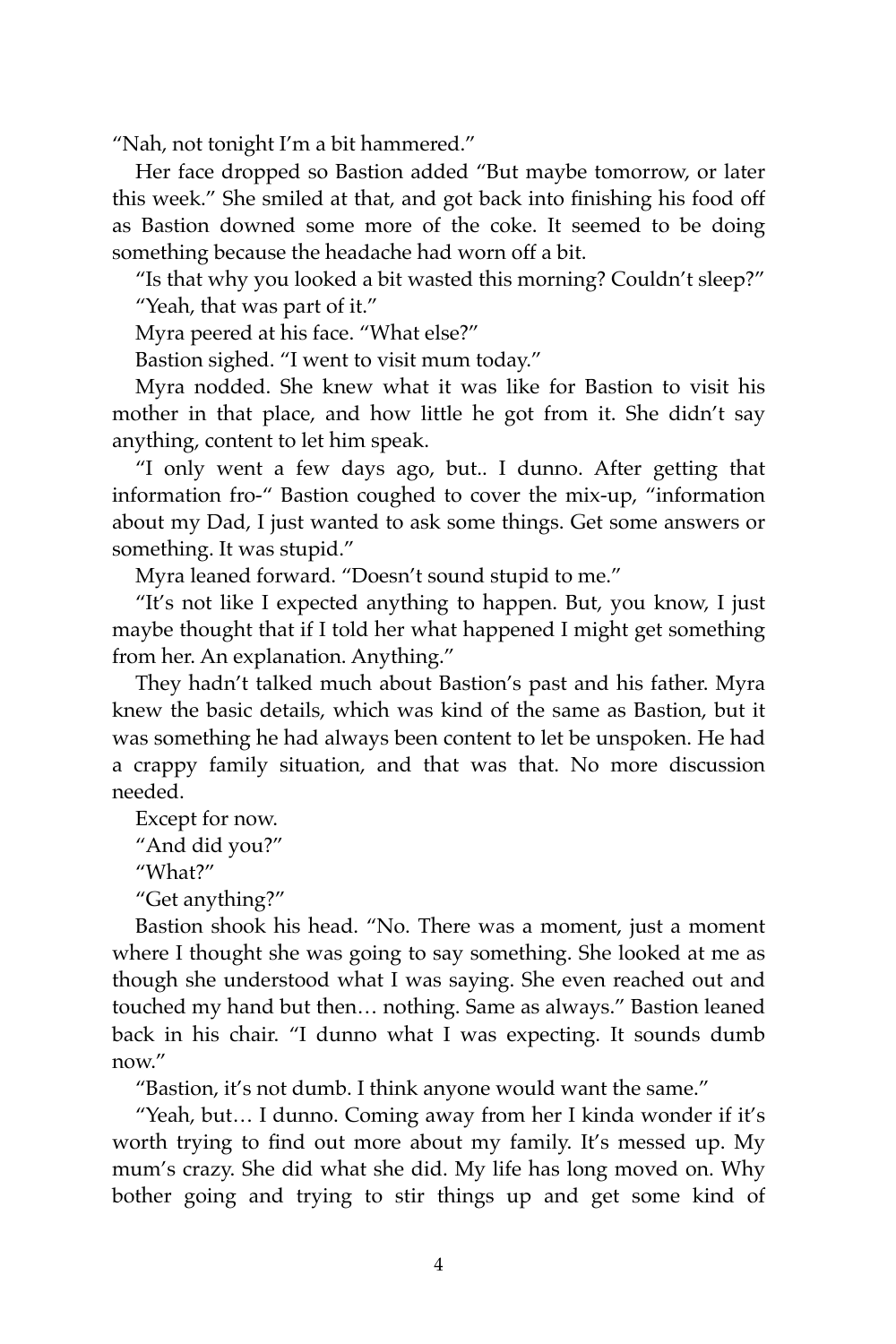"Nah, not tonight I'm a bit hammered."

Her face dropped so Bastion added "But maybe tomorrow, or later this week." She smiled at that, and got back into finishing his food off as Bastion downed some more of the coke. It seemed to be doing something because the headache had worn off a bit.

"Is that why you looked a bit wasted this morning? Couldn't sleep?"

"Yeah, that was part of it."

Myra peered at his face. "What else?"

Bastion sighed. "I went to visit mum today."

Myra nodded. She knew what it was like for Bastion to visit his mother in that place, and how little he got from it. She didn't say anything, content to let him speak.

"I only went a few days ago, but.. I dunno. After getting that information fro-" Bastion coughed to cover the mix-up, "information about my Dad, I just wanted to ask some things. Get some answers or something. It was stupid."

Myra leaned forward. "Doesn't sound stupid to me."

"It's not like I expected anything to happen. But, you know, I just maybe thought that if I told her what happened I might get something from her. An explanation. Anything."

They hadn't talked much about Bastion's past and his father. Myra knew the basic details, which was kind of the same as Bastion, but it was something he had always been content to let be unspoken. He had a crappy family situation, and that was that. No more discussion needed.

Except for now.

"And did you?"

"What?"

"Get anything?"

Bastion shook his head. "No. There was a moment, just a moment where I thought she was going to say something. She looked at me as though she understood what I was saying. She even reached out and touched my hand but then… nothing. Same as always." Bastion leaned back in his chair. "I dunno what I was expecting. It sounds dumb now."

"Bastion, it's not dumb. I think anyone would want the same."

"Yeah, but… I dunno. Coming away from her I kinda wonder if it's worth trying to find out more about my family. It's messed up. My mum's crazy. She did what she did. My life has long moved on. Why bother going and trying to stir things up and get some kind of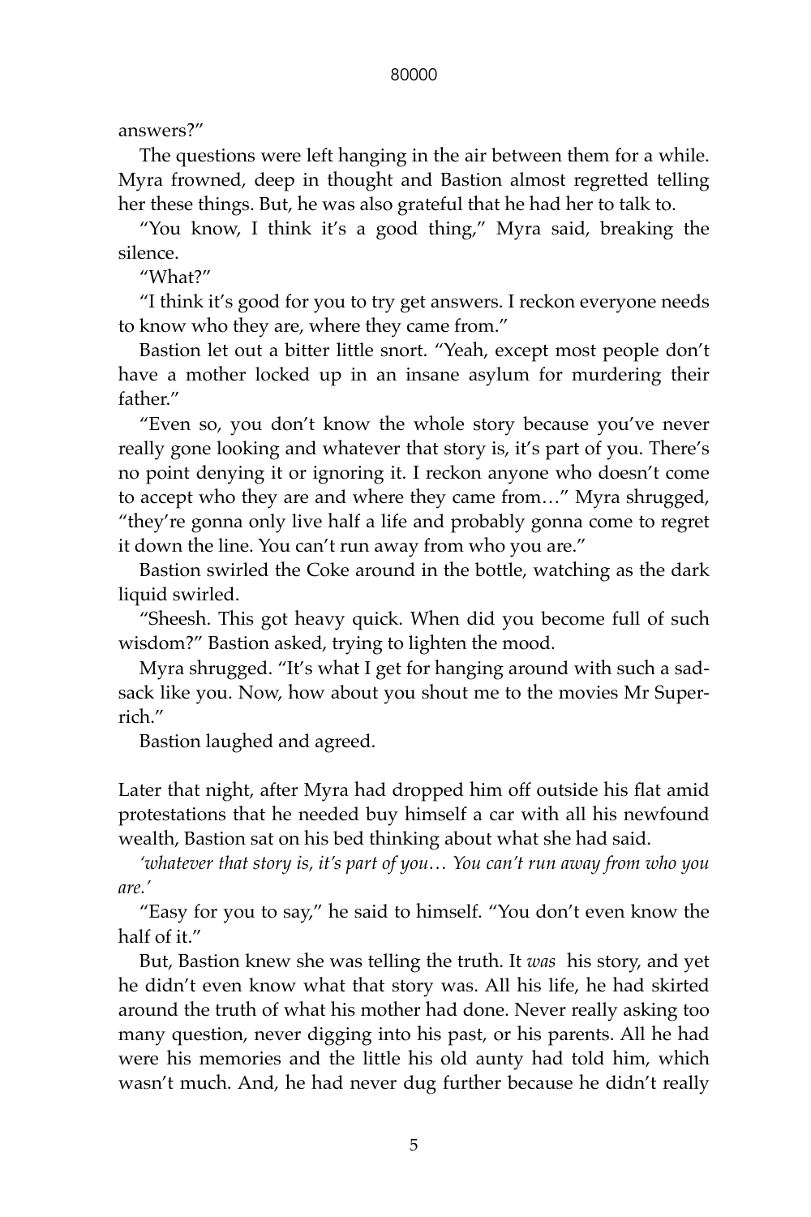answers?"

The questions were left hanging in the air between them for a while. Myra frowned, deep in thought and Bastion almost regretted telling her these things. But, he was also grateful that he had her to talk to.

"You know, I think it's a good thing," Myra said, breaking the silence.

"What?"

"I think it's good for you to try get answers. I reckon everyone needs to know who they are, where they came from."

Bastion let out a bitter little snort. "Yeah, except most people don't have a mother locked up in an insane asylum for murdering their father."

"Even so, you don't know the whole story because you've never really gone looking and whatever that story is, it's part of you. There's no point denying it or ignoring it. I reckon anyone who doesn't come to accept who they are and where they came from…" Myra shrugged, "they're gonna only live half a life and probably gonna come to regret it down the line. You can't run away from who you are."

Bastion swirled the Coke around in the bottle, watching as the dark liquid swirled.

"Sheesh. This got heavy quick. When did you become full of such wisdom?" Bastion asked, trying to lighten the mood.

Myra shrugged. "It's what I get for hanging around with such a sad-sack like you. Now, how about you shout me to the movies Mr Super-rich."

Bastion laughed and agreed.

Later that night, after Myra had dropped him off outside his flat amid protestations that he needed buy himself a car with all his newfound wealth, Bastion sat on his bed thinking about what she had said.

*'whatever that story is, it's part of you… You can't run away from who you are.'*

"Easy for you to say," he said to himself. "You don't even know the half of it."

But, Bastion knew she was telling the truth. It *was* his story, and yet he didn't even know what that story was. All his life, he had skirted around the truth of what his mother had done. Never really asking too many question, never digging into his past, or his parents. All he had were his memories and the little his old aunty had told him, which wasn't much. And, he had never dug further because he didn't really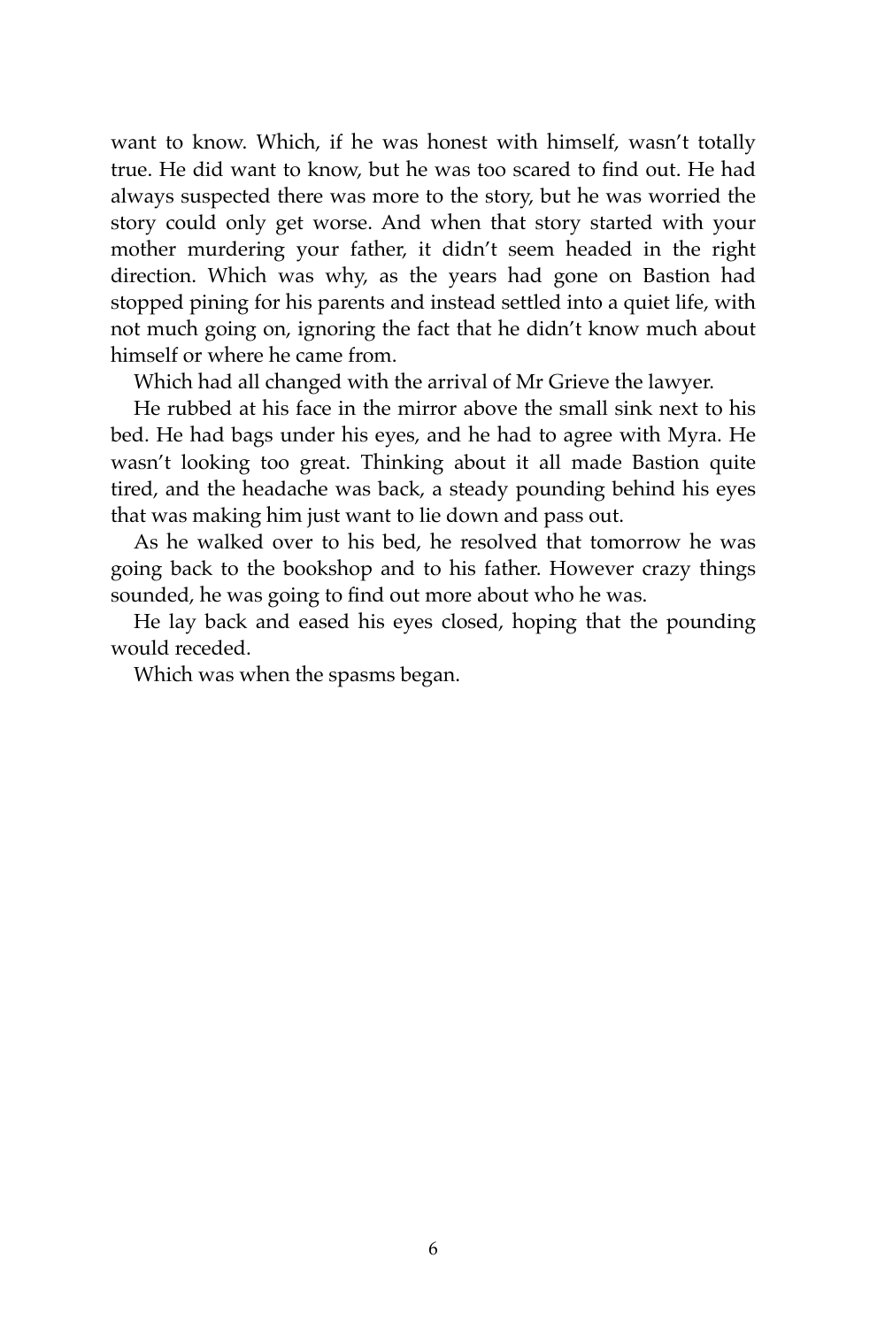want to know. Which, if he was honest with himself, wasn't totally true. He did want to know, but he was too scared to find out. He had always suspected there was more to the story, but he was worried the story could only get worse. And when that story started with your mother murdering your father, it didn't seem headed in the right direction. Which was why, as the years had gone on Bastion had stopped pining for his parents and instead settled into a quiet life, with not much going on, ignoring the fact that he didn't know much about himself or where he came from.

Which had all changed with the arrival of Mr Grieve the lawyer.

He rubbed at his face in the mirror above the small sink next to his bed. He had bags under his eyes, and he had to agree with Myra. He wasn't looking too great. Thinking about it all made Bastion quite tired, and the headache was back, a steady pounding behind his eyes that was making him just want to lie down and pass out.

As he walked over to his bed, he resolved that tomorrow he was going back to the bookshop and to his father. However crazy things sounded, he was going to find out more about who he was.

He lay back and eased his eyes closed, hoping that the pounding would receded.

Which was when the spasms began.